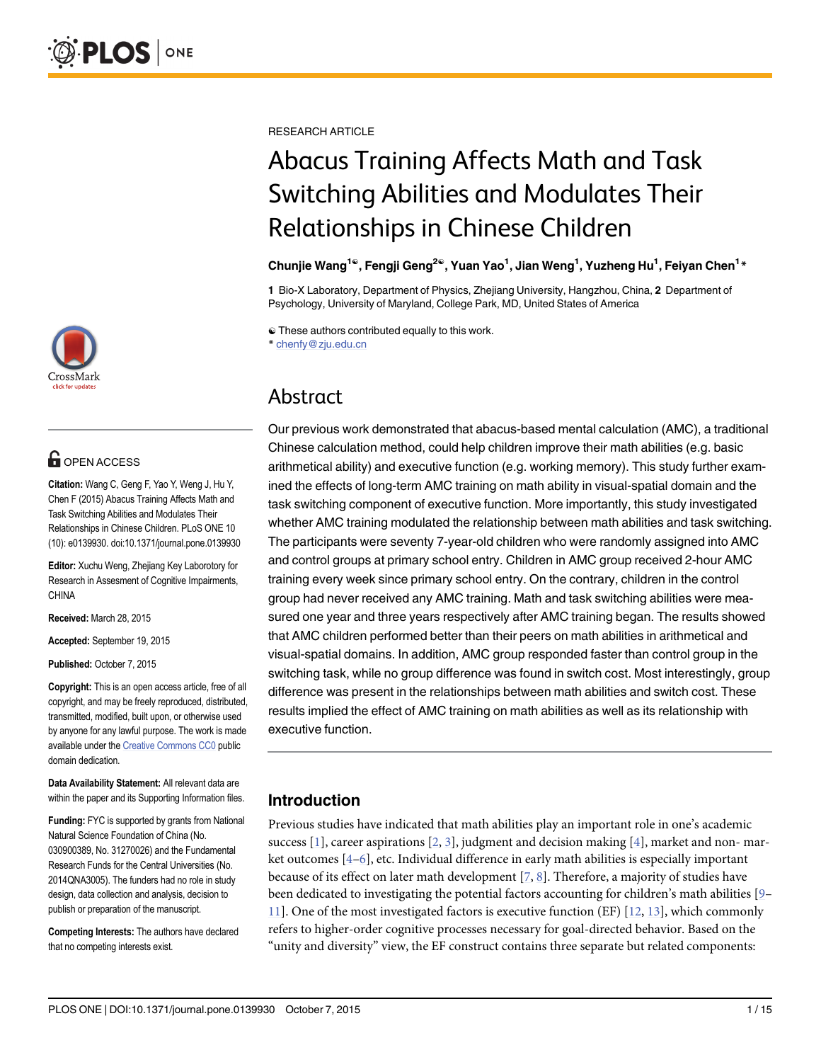RESEARCH ARTICLE

# Abacus Training Affects Math and Task Switching Abilities and Modulates Their Relationships in Chinese Children

**Chunjie Wang[1☯], Fengji Geng[2☯], Yuan Yao[1], Jian Weng[1], Yuzheng Hu[1], Feiyan Chen[1]***

**1** Bio-X Laboratory, Department of Physics, Zhejiang University, Hangzhou, China, **2** Department of Psychology, University of Maryland, College Park, MD, United States of America

☯ These authors contributed equally to this work.
* chenfy@zju.edu.cn

**OPEN ACCESS**

**Citation:** Wang C, Geng F, Yao Y, Weng J, Hu Y, Chen F (2015) Abacus Training Affects Math and Task Switching Abilities and Modulates Their Relationships in Chinese Children. PLoS ONE 10 (10): e0139930. doi:10.1371/journal.pone.0139930

**Editor:** Xuchu Weng, Zhejiang Key Laborotory for Research in Assesment of Cognitive Impairments, CHINA

**Received:** March 28, 2015

**Accepted:** September 19, 2015

**Published:** October 7, 2015

**Copyright:** This is an open access article, free of all copyright, and may be freely reproduced, distributed, transmitted, modified, built upon, or otherwise used by anyone for any lawful purpose. The work is made available under the Creative Commons CC0 public domain dedication.

**Data Availability Statement:** All relevant data are within the paper and its Supporting Information files.

**Funding:** FYC is supported by grants from National Natural Science Foundation of China (No. 030900389, No. 31270026) and the Fundamental Research Funds for the Central Universities (No. 2014QNA3005). The funders had no role in study design, data collection and analysis, decision to publish or preparation of the manuscript.

**Competing Interests:** The authors have declared that no competing interests exist.

## Abstract

Our previous work demonstrated that abacus-based mental calculation (AMC), a traditional Chinese calculation method, could help children improve their math abilities (e.g. basic arithmetical ability) and executive function (e.g. working memory). This study further examined the effects of long-term AMC training on math ability in visual-spatial domain and the task switching component of executive function. More importantly, this study investigated whether AMC training modulated the relationship between math abilities and task switching. The participants were seventy 7-year-old children who were randomly assigned into AMC and control groups at primary school entry. Children in AMC group received 2-hour AMC training every week since primary school entry. On the contrary, children in the control group had never received any AMC training. Math and task switching abilities were measured one year and three years respectively after AMC training began. The results showed that AMC children performed better than their peers on math abilities in arithmetical and visual-spatial domains. In addition, AMC group responded faster than control group in the switching task, while no group difference was found in switch cost. Most interestingly, group difference was present in the relationships between math abilities and switch cost. These results implied the effect of AMC training on math abilities as well as its relationship with executive function.

## Introduction

Previous studies have indicated that math abilities play an important role in one's academic success [1], career aspirations [2, 3], judgment and decision making [4], market and non- market outcomes [4–6], etc. Individual difference in early math abilities is especially important because of its effect on later math development [7, 8]. Therefore, a majority of studies have been dedicated to investigating the potential factors accounting for children's math abilities [9–11]. One of the most investigated factors is executive function (EF) [12, 13], which commonly refers to higher-order cognitive processes necessary for goal-directed behavior. Based on the "unity and diversity" view, the EF construct contains three separate but related components: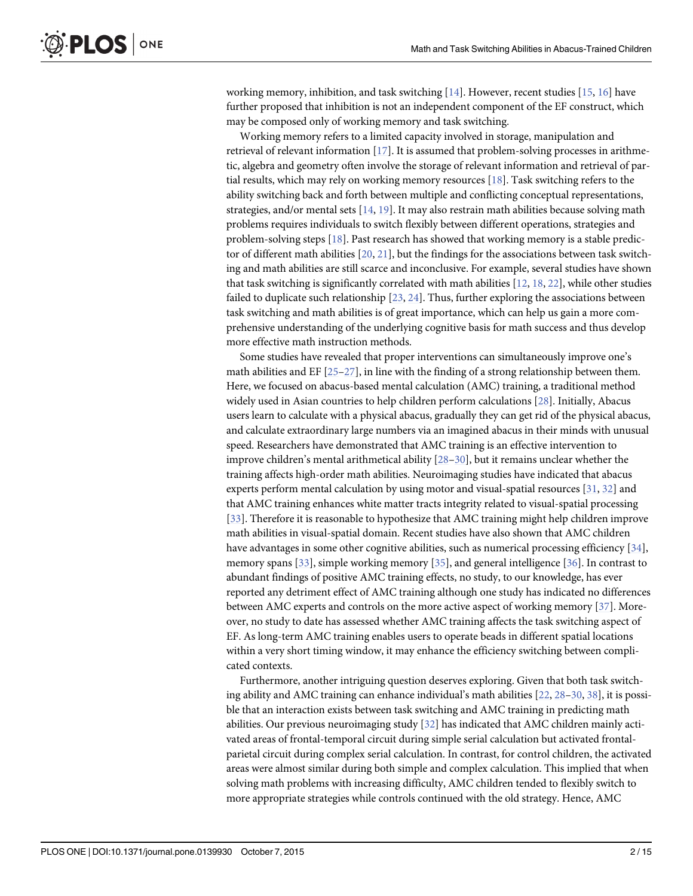working memory, inhibition, and task switching [14]. However, recent studies [15, 16] have further proposed that inhibition is not an independent component of the EF construct, which may be composed only of working memory and task switching.

Working memory refers to a limited capacity involved in storage, manipulation and retrieval of relevant information [17]. It is assumed that problem-solving processes in arithmetic, algebra and geometry often involve the storage of relevant information and retrieval of partial results, which may rely on working memory resources [18]. Task switching refers to the ability switching back and forth between multiple and conflicting conceptual representations, strategies, and/or mental sets [14, 19]. It may also restrain math abilities because solving math problems requires individuals to switch flexibly between different operations, strategies and problem-solving steps [18]. Past research has showed that working memory is a stable predictor of different math abilities [20, 21], but the findings for the associations between task switching and math abilities are still scarce and inconclusive. For example, several studies have shown that task switching is significantly correlated with math abilities [12, 18, 22], while other studies failed to duplicate such relationship [23, 24]. Thus, further exploring the associations between task switching and math abilities is of great importance, which can help us gain a more comprehensive understanding of the underlying cognitive basis for math success and thus develop more effective math instruction methods.

Some studies have revealed that proper interventions can simultaneously improve one's math abilities and EF [25–27], in line with the finding of a strong relationship between them. Here, we focused on abacus-based mental calculation (AMC) training, a traditional method widely used in Asian countries to help children perform calculations [28]. Initially, Abacus users learn to calculate with a physical abacus, gradually they can get rid of the physical abacus, and calculate extraordinary large numbers via an imagined abacus in their minds with unusual speed. Researchers have demonstrated that AMC training is an effective intervention to improve children's mental arithmetical ability [28–30], but it remains unclear whether the training affects high-order math abilities. Neuroimaging studies have indicated that abacus experts perform mental calculation by using motor and visual-spatial resources [31, 32] and that AMC training enhances white matter tracts integrity related to visual-spatial processing [33]. Therefore it is reasonable to hypothesize that AMC training might help children improve math abilities in visual-spatial domain. Recent studies have also shown that AMC children have advantages in some other cognitive abilities, such as numerical processing efficiency [34], memory spans [33], simple working memory [35], and general intelligence [36]. In contrast to abundant findings of positive AMC training effects, no study, to our knowledge, has ever reported any detriment effect of AMC training although one study has indicated no differences between AMC experts and controls on the more active aspect of working memory [37]. Moreover, no study to date has assessed whether AMC training affects the task switching aspect of EF. As long-term AMC training enables users to operate beads in different spatial locations within a very short timing window, it may enhance the efficiency switching between complicated contexts.

Furthermore, another intriguing question deserves exploring. Given that both task switching ability and AMC training can enhance individual's math abilities [22, 28–30, 38], it is possible that an interaction exists between task switching and AMC training in predicting math abilities. Our previous neuroimaging study [32] has indicated that AMC children mainly activated areas of frontal-temporal circuit during simple serial calculation but activated frontal-parietal circuit during complex serial calculation. In contrast, for control children, the activated areas were almost similar during both simple and complex calculation. This implied that when solving math problems with increasing difficulty, AMC children tended to flexibly switch to more appropriate strategies while controls continued with the old strategy. Hence, AMC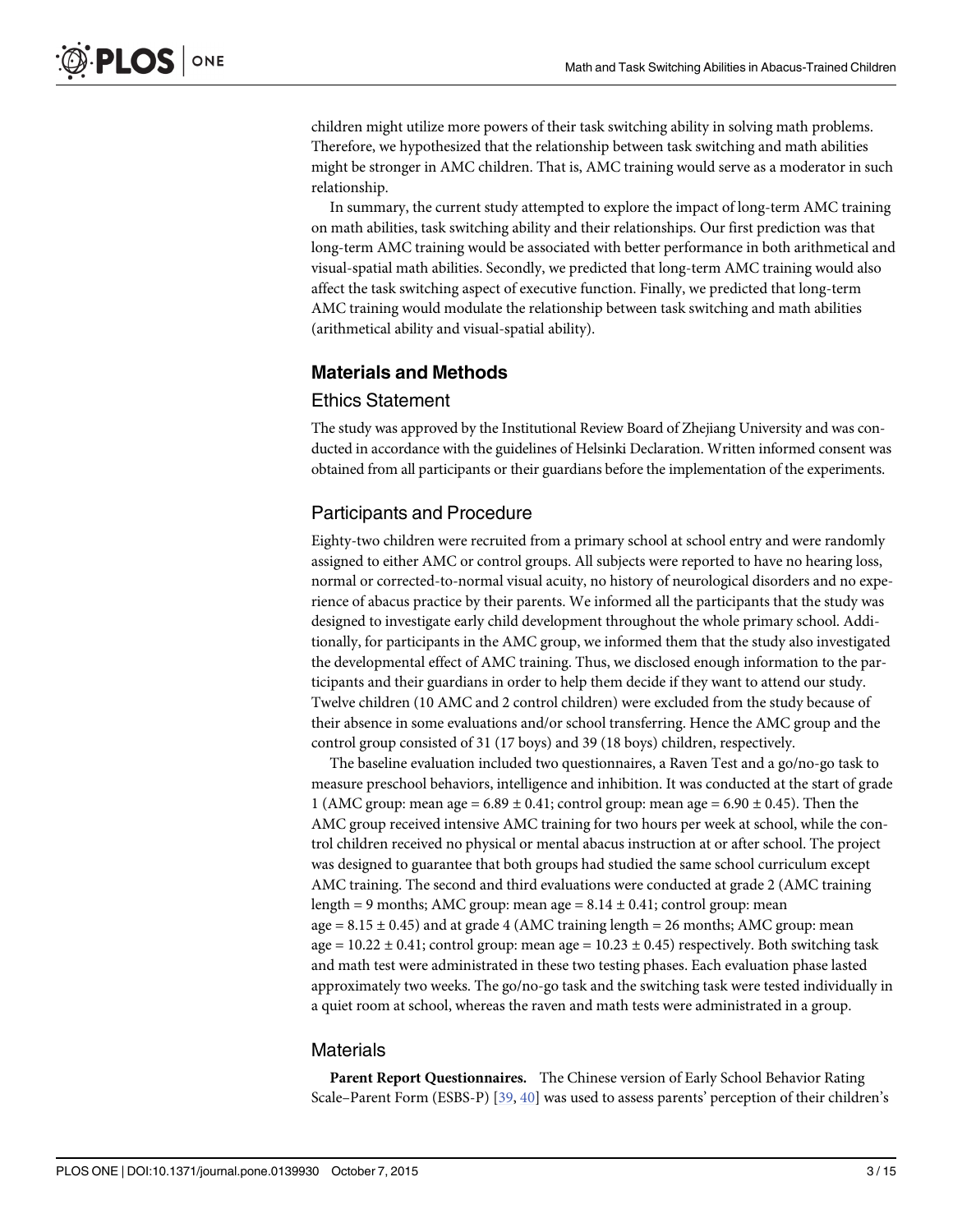children might utilize more powers of their task switching ability in solving math problems. Therefore, we hypothesized that the relationship between task switching and math abilities might be stronger in AMC children. That is, AMC training would serve as a moderator in such relationship.

In summary, the current study attempted to explore the impact of long-term AMC training on math abilities, task switching ability and their relationships. Our first prediction was that long-term AMC training would be associated with better performance in both arithmetical and visual-spatial math abilities. Secondly, we predicted that long-term AMC training would also affect the task switching aspect of executive function. Finally, we predicted that long-term AMC training would modulate the relationship between task switching and math abilities (arithmetical ability and visual-spatial ability).

## Materials and Methods

### Ethics Statement

The study was approved by the Institutional Review Board of Zhejiang University and was conducted in accordance with the guidelines of Helsinki Declaration. Written informed consent was obtained from all participants or their guardians before the implementation of the experiments.

### Participants and Procedure

Eighty-two children were recruited from a primary school at school entry and were randomly assigned to either AMC or control groups. All subjects were reported to have no hearing loss, normal or corrected-to-normal visual acuity, no history of neurological disorders and no experience of abacus practice by their parents. We informed all the participants that the study was designed to investigate early child development throughout the whole primary school. Additionally, for participants in the AMC group, we informed them that the study also investigated the developmental effect of AMC training. Thus, we disclosed enough information to the participants and their guardians in order to help them decide if they want to attend our study. Twelve children (10 AMC and 2 control children) were excluded from the study because of their absence in some evaluations and/or school transferring. Hence the AMC group and the control group consisted of 31 (17 boys) and 39 (18 boys) children, respectively.

The baseline evaluation included two questionnaires, a Raven Test and a go/no-go task to measure preschool behaviors, intelligence and inhibition. It was conducted at the start of grade 1 (AMC group: mean age = $6.89 \pm 0.41$; control group: mean age = $6.90 \pm 0.45$). Then the AMC group received intensive AMC training for two hours per week at school, while the control children received no physical or mental abacus instruction at or after school. The project was designed to guarantee that both groups had studied the same school curriculum except AMC training. The second and third evaluations were conducted at grade 2 (AMC training length = 9 months; AMC group: mean age = $8.14 \pm 0.41$; control group: mean age = $8.15 \pm 0.45$) and at grade 4 (AMC training length = 26 months; AMC group: mean age = $10.22 \pm 0.41$; control group: mean age = $10.23 \pm 0.45$) respectively. Both switching task and math test were administrated in these two testing phases. Each evaluation phase lasted approximately two weeks. The go/no-go task and the switching task were tested individually in a quiet room at school, whereas the raven and math tests were administrated in a group.

### Materials

**Parent Report Questionnaires.** The Chinese version of Early School Behavior Rating Scale–Parent Form (ESBS-P) [39, 40] was used to assess parents' perception of their children's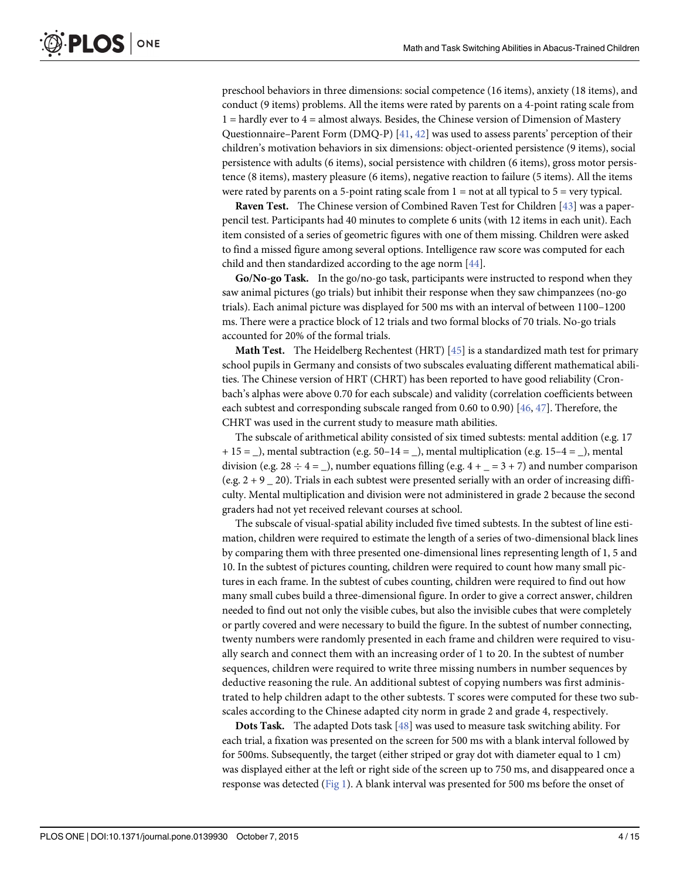preschool behaviors in three dimensions: social competence (16 items), anxiety (18 items), and conduct (9 items) problems. All the items were rated by parents on a 4-point rating scale from 1 = hardly ever to 4 = almost always. Besides, the Chinese version of Dimension of Mastery Questionnaire–Parent Form (DMQ-P) [41, 42] was used to assess parents' perception of their children's motivation behaviors in six dimensions: object-oriented persistence (9 items), social persistence with adults (6 items), social persistence with children (6 items), gross motor persistence (8 items), mastery pleasure (6 items), negative reaction to failure (5 items). All the items were rated by parents on a 5-point rating scale from 1 = not at all typical to 5 = very typical.

**Raven Test.** The Chinese version of Combined Raven Test for Children [43] was a paper-pencil test. Participants had 40 minutes to complete 6 units (with 12 items in each unit). Each item consisted of a series of geometric figures with one of them missing. Children were asked to find a missed figure among several options. Intelligence raw score was computed for each child and then standardized according to the age norm [44].

**Go/No-go Task.** In the go/no-go task, participants were instructed to respond when they saw animal pictures (go trials) but inhibit their response when they saw chimpanzees (no-go trials). Each animal picture was displayed for 500 ms with an interval of between 1100–1200 ms. There were a practice block of 12 trials and two formal blocks of 70 trials. No-go trials accounted for 20% of the formal trials.

**Math Test.** The Heidelberg Rechentest (HRT) [45] is a standardized math test for primary school pupils in Germany and consists of two subscales evaluating different mathematical abilities. The Chinese version of HRT (CHRT) has been reported to have good reliability (Cronbach's alphas were above 0.70 for each subscale) and validity (correlation coefficients between each subtest and corresponding subscale ranged from 0.60 to 0.90) [46, 47]. Therefore, the CHRT was used in the current study to measure math abilities.

The subscale of arithmetical ability consisted of six timed subtests: mental addition (e.g. 17 + 15 = _), mental subtraction (e.g. 50–14 = _), mental multiplication (e.g. 15–4 = _), mental division (e.g. 28 ÷ 4 = _), number equations filling (e.g. 4 + _ = 3 + 7) and number comparison (e.g. 2 + 9 _ 20). Trials in each subtest were presented serially with an order of increasing difficulty. Mental multiplication and division were not administered in grade 2 because the second graders had not yet received relevant courses at school.

The subscale of visual-spatial ability included five timed subtests. In the subtest of line estimation, children were required to estimate the length of a series of two-dimensional black lines by comparing them with three presented one-dimensional lines representing length of 1, 5 and 10. In the subtest of pictures counting, children were required to count how many small pictures in each frame. In the subtest of cubes counting, children were required to find out how many small cubes build a three-dimensional figure. In order to give a correct answer, children needed to find out not only the visible cubes, but also the invisible cubes that were completely or partly covered and were necessary to build the figure. In the subtest of number connecting, twenty numbers were randomly presented in each frame and children were required to visually search and connect them with an increasing order of 1 to 20. In the subtest of number sequences, children were required to write three missing numbers in number sequences by deductive reasoning the rule. An additional subtest of copying numbers was first administrated to help children adapt to the other subtests. T scores were computed for these two subscales according to the Chinese adapted city norm in grade 2 and grade 4, respectively.

**Dots Task.** The adapted Dots task [48] was used to measure task switching ability. For each trial, a fixation was presented on the screen for 500 ms with a blank interval followed by for 500ms. Subsequently, the target (either striped or gray dot with diameter equal to 1 cm) was displayed either at the left or right side of the screen up to 750 ms, and disappeared once a response was detected (Fig 1). A blank interval was presented for 500 ms before the onset of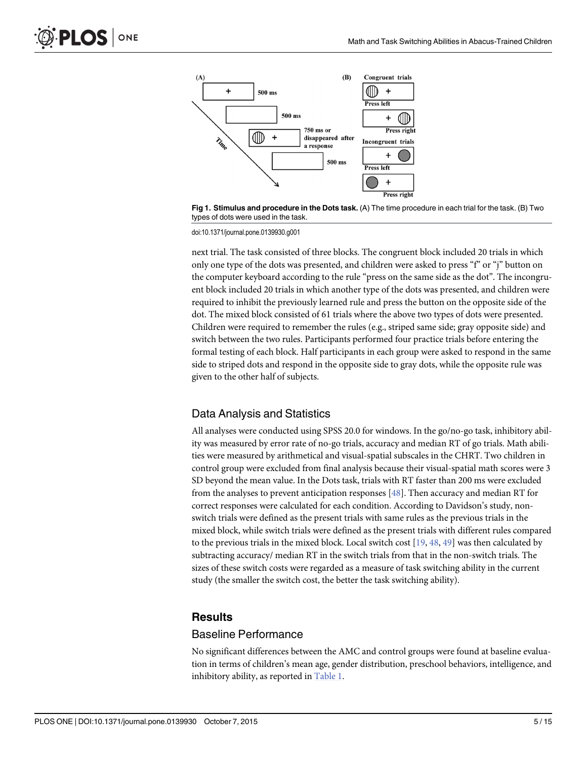Fig 1. Stimulus and procedure in the Dots task. (A) The time procedure in each trial for the task. (B) Two types of dots were used in the task.

doi:10.1371/journal.pone.0139930.g001

next trial. The task consisted of three blocks. The congruent block included 20 trials in which only one type of the dots was presented, and children were asked to press "f" or "j" button on the computer keyboard according to the rule "press on the same side as the dot". The incongruent block included 20 trials in which another type of the dots was presented, and children were required to inhibit the previously learned rule and press the button on the opposite side of the dot. The mixed block consisted of 61 trials where the above two types of dots were presented. Children were required to remember the rules (e.g., striped same side; gray opposite side) and switch between the two rules. Participants performed four practice trials before entering the formal testing of each block. Half participants in each group were asked to respond in the same side to striped dots and respond in the opposite side to gray dots, while the opposite rule was given to the other half of subjects.

## Data Analysis and Statistics

All analyses were conducted using SPSS 20.0 for windows. In the go/no-go task, inhibitory ability was measured by error rate of no-go trials, accuracy and median RT of go trials. Math abilities were measured by arithmetical and visual-spatial subscales in the CHRT. Two children in control group were excluded from final analysis because their visual-spatial math scores were 3 SD beyond the mean value. In the Dots task, trials with RT faster than 200 ms were excluded from the analyses to prevent anticipation responses [48]. Then accuracy and median RT for correct responses were calculated for each condition. According to Davidson's study, non-switch trials were defined as the present trials with same rules as the previous trials in the mixed block, while switch trials were defined as the present trials with different rules compared to the previous trials in the mixed block. Local switch cost [19, 48, 49] was then calculated by subtracting accuracy/ median RT in the switch trials from that in the non-switch trials. The sizes of these switch costs were regarded as a measure of task switching ability in the current study (the smaller the switch cost, the better the task switching ability).

# Results

## Baseline Performance

No significant differences between the AMC and control groups were found at baseline evaluation in terms of children's mean age, gender distribution, preschool behaviors, intelligence, and inhibitory ability, as reported in Table 1.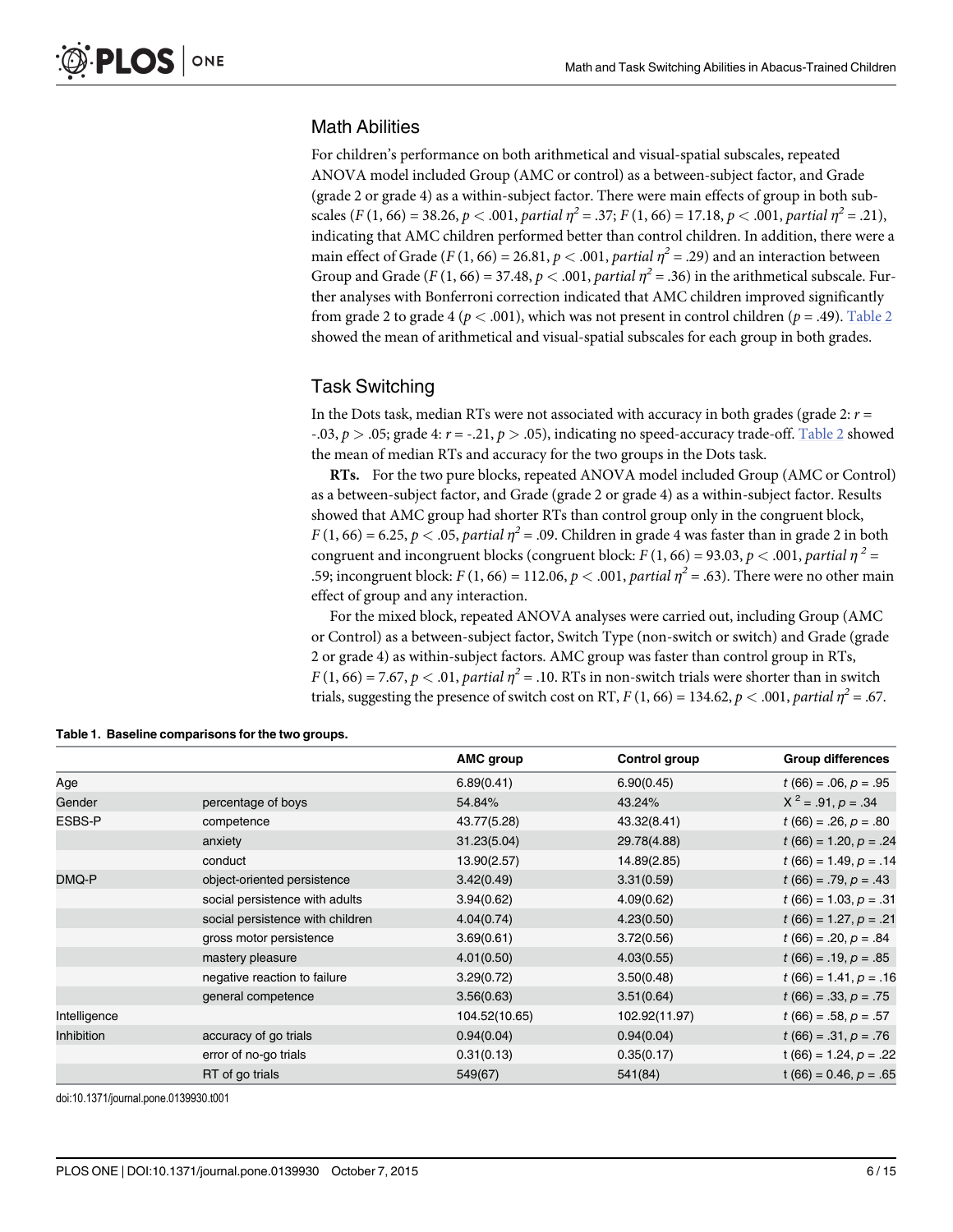## Math Abilities

For children's performance on both arithmetical and visual-spatial subscales, repeated ANOVA model included Group (AMC or control) as a between-subject factor, and Grade (grade 2 or grade 4) as a within-subject factor. There were main effects of group in both subscales ($F\,(1, 66) = 38.26$, $p < .001$, *partial* $\eta^2 = .37$; $F\,(1, 66) = 17.18$, $p < .001$, *partial* $\eta^2 = .21$), indicating that AMC children performed better than control children. In addition, there were a main effect of Grade ($F\,(1, 66) = 26.81$, $p < .001$, *partial* $\eta^2 = .29$) and an interaction between Group and Grade ($F\,(1, 66) = 37.48$, $p < .001$, *partial* $\eta^2 = .36$) in the arithmetical subscale. Further analyses with Bonferroni correction indicated that AMC children improved significantly from grade 2 to grade 4 ($p < .001$), which was not present in control children ($p = .49$). Table 2 showed the mean of arithmetical and visual-spatial subscales for each group in both grades.

## Task Switching

In the Dots task, median RTs were not associated with accuracy in both grades (grade 2: $r = -.03$, $p > .05$; grade 4: $r = -.21$, $p > .05$), indicating no speed-accuracy trade-off. Table 2 showed the mean of median RTs and accuracy for the two groups in the Dots task.

**RTs.** For the two pure blocks, repeated ANOVA model included Group (AMC or Control) as a between-subject factor, and Grade (grade 2 or grade 4) as a within-subject factor. Results showed that AMC group had shorter RTs than control group only in the congruent block, $F\,(1, 66) = 6.25$, $p < .05$, *partial* $\eta^2 = .09$. Children in grade 4 was faster than in grade 2 in both congruent and incongruent blocks (congruent block: $F\,(1, 66) = 93.03$, $p < .001$, *partial* $\eta^2 = .59$; incongruent block: $F\,(1, 66) = 112.06$, $p < .001$, *partial* $\eta^2 = .63$). There were no other main effect of group and any interaction.

For the mixed block, repeated ANOVA analyses were carried out, including Group (AMC or Control) as a between-subject factor, Switch Type (non-switch or switch) and Grade (grade 2 or grade 4) as within-subject factors. AMC group was faster than control group in RTs, $F\,(1, 66) = 7.67$, $p < .01$, *partial* $\eta^2 = .10$. RTs in non-switch trials were shorter than in switch trials, suggesting the presence of switch cost on RT, $F\,(1, 66) = 134.62$, $p < .001$, *partial* $\eta^2 = .67$.

**Table 1. Baseline comparisons for the two groups.**

| | | AMC group | Control group | Group differences |
|---|---|---|---|---|
| Age | | 6.89(0.41) | 6.90(0.45) | $t\,(66) = .06$, $p = .95$ |
| Gender | percentage of boys | 54.84% | 43.24% | $X^2 = .91$, $p = .34$ |
| ESBS-P | competence | 43.77(5.28) | 43.32(8.41) | $t\,(66) = .26$, $p = .80$ |
| | anxiety | 31.23(5.04) | 29.78(4.88) | $t\,(66) = 1.20$, $p = .24$ |
| | conduct | 13.90(2.57) | 14.89(2.85) | $t\,(66) = 1.49$, $p = .14$ |
| DMQ-P | object-oriented persistence | 3.42(0.49) | 3.31(0.59) | $t\,(66) = .79$, $p = .43$ |
| | social persistence with adults | 3.94(0.62) | 4.09(0.62) | $t\,(66) = 1.03$, $p = .31$ |
| | social persistence with children | 4.04(0.74) | 4.23(0.50) | $t\,(66) = 1.27$, $p = .21$ |
| | gross motor persistence | 3.69(0.61) | 3.72(0.56) | $t\,(66) = .20$, $p = .84$ |
| | mastery pleasure | 4.01(0.50) | 4.03(0.55) | $t\,(66) = .19$, $p = .85$ |
| | negative reaction to failure | 3.29(0.72) | 3.50(0.48) | $t\,(66) = 1.41$, $p = .16$ |
| | general competence | 3.56(0.63) | 3.51(0.64) | $t\,(66) = .33$, $p = .75$ |
| Intelligence | | 104.52(10.65) | 102.92(11.97) | $t\,(66) = .58$, $p = .57$ |
| Inhibition | accuracy of go trials | 0.94(0.04) | 0.94(0.04) | $t\,(66) = .31$, $p = .76$ |
| | error of no-go trials | 0.31(0.13) | 0.35(0.17) | $t\,(66) = 1.24$, $p = .22$ |
| | RT of go trials | 549(67) | 541(84) | $t\,(66) = 0.46$, $p = .65$ |

doi:10.1371/journal.pone.0139930.t001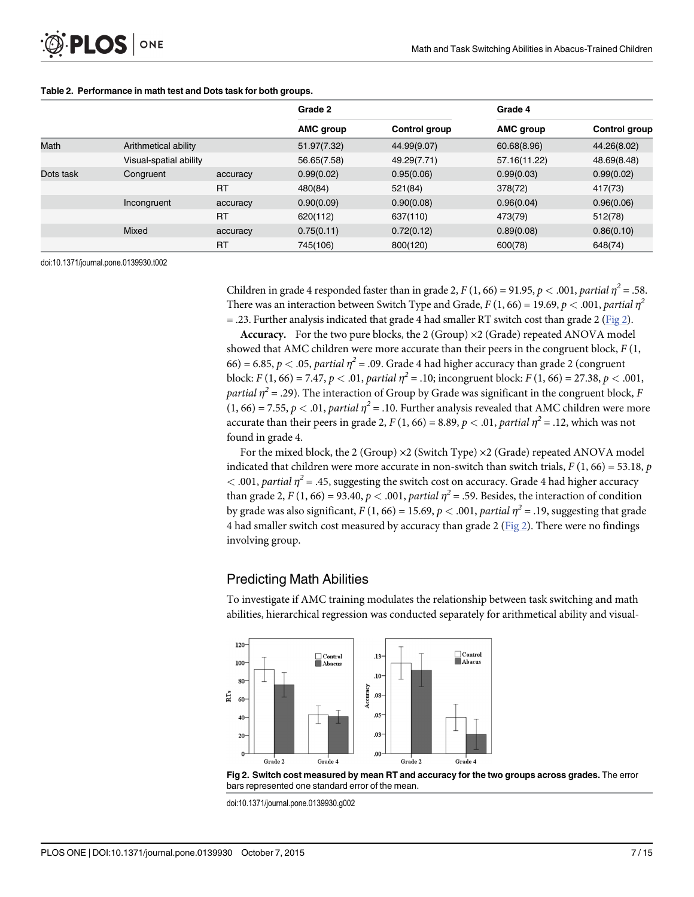**Table 2. Performance in math test and Dots task for both groups.**

| | | | Grade 2 | | Grade 4 | |
|---|---|---|---|---|---|---|
| | | | AMC group | Control group | AMC group | Control group |
| Math | Arithmetical ability | | 51.97(7.32) | 44.99(9.07) | 60.68(8.96) | 44.26(8.02) |
| | Visual-spatial ability | | 56.65(7.58) | 49.29(7.71) | 57.16(11.22) | 48.69(8.48) |
| Dots task | Congruent | accuracy | 0.99(0.02) | 0.95(0.06) | 0.99(0.03) | 0.99(0.02) |
| | | RT | 480(84) | 521(84) | 378(72) | 417(73) |
| | Incongruent | accuracy | 0.90(0.09) | 0.90(0.08) | 0.96(0.04) | 0.96(0.06) |
| | | RT | 620(112) | 637(110) | 473(79) | 512(78) |
| | Mixed | accuracy | 0.75(0.11) | 0.72(0.12) | 0.89(0.08) | 0.86(0.10) |
| | | RT | 745(106) | 800(120) | 600(78) | 648(74) |

doi:10.1371/journal.pone.0139930.t002

Children in grade 4 responded faster than in grade 2, $F(1, 66) = 91.95$, $p < .001$, *partial* $\eta^2 = .58$. There was an interaction between Switch Type and Grade, $F(1, 66) = 19.69$, $p < .001$, *partial* $\eta^2 = .23$. Further analysis indicated that grade 4 had smaller RT switch cost than grade 2 (Fig 2).

**Accuracy.** For the two pure blocks, the 2 (Group) ×2 (Grade) repeated ANOVA model showed that AMC children were more accurate than their peers in the congruent block, $F(1, 66) = 6.85$, $p < .05$, *partial* $\eta^2 = .09$. Grade 4 had higher accuracy than grade 2 (congruent block: $F(1, 66) = 7.47$, $p < .01$, *partial* $\eta^2 = .10$; incongruent block: $F(1, 66) = 27.38$, $p < .001$, *partial* $\eta^2 = .29$). The interaction of Group by Grade was significant in the congruent block, $F(1, 66) = 7.55$, $p < .01$, *partial* $\eta^2 = .10$. Further analysis revealed that AMC children were more accurate than their peers in grade 2, $F(1, 66) = 8.89$, $p < .01$, *partial* $\eta^2 = .12$, which was not found in grade 4.

For the mixed block, the 2 (Group) ×2 (Switch Type) ×2 (Grade) repeated ANOVA model indicated that children were more accurate in non-switch than switch trials, $F(1, 66) = 53.18$, $p < .001$, *partial* $\eta^2 = .45$, suggesting the switch cost on accuracy. Grade 4 had higher accuracy than grade 2, $F(1, 66) = 93.40$, $p < .001$, *partial* $\eta^2 = .59$. Besides, the interaction of condition by grade was also significant, $F(1, 66) = 15.69$, $p < .001$, *partial* $\eta^2 = .19$, suggesting that grade 4 had smaller switch cost measured by accuracy than grade 2 (Fig 2). There were no findings involving group.

## Predicting Math Abilities

To investigate if AMC training modulates the relationship between task switching and math abilities, hierarchical regression was conducted separately for arithmetical ability and visual-

**Fig 2. Switch cost measured by mean RT and accuracy for the two groups across grades.** The error bars represented one standard error of the mean.

doi:10.1371/journal.pone.0139930.g002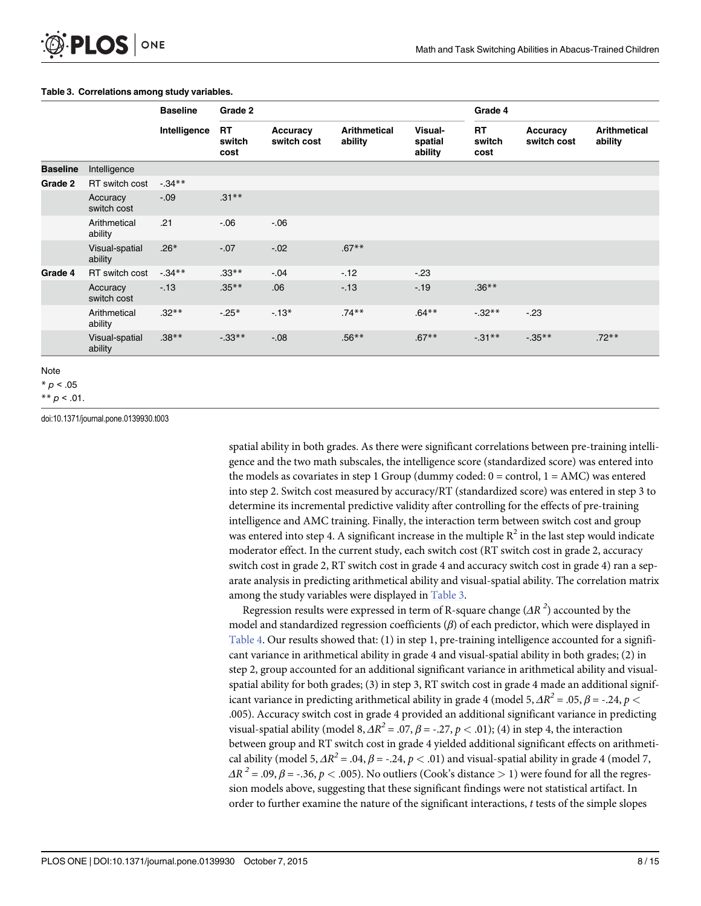**Table 3. Correlations among study variables.**

| | | Baseline | Grade 2 | | | | Grade 4 | | |
|---|---|---|---|---|---|---|---|---|---|
| | | Intelligence | RT switch cost | Accuracy switch cost | Arithmetical ability | Visual-spatial ability | RT switch cost | Accuracy switch cost | Arithmetical ability |
| **Baseline** | Intelligence | | | | | | | | |
| **Grade 2** | RT switch cost | -.34** | | | | | | | |
| | Accuracy switch cost | -.09 | .31** | | | | | | |
| | Arithmetical ability | .21 | -.06 | -.06 | | | | | |
| | Visual-spatial ability | .26* | -.07 | -.02 | .67** | | | | |
| **Grade 4** | RT switch cost | -.34** | .33** | -.04 | -.12 | -.23 | | | |
| | Accuracy switch cost | -.13 | .35** | .06 | -.13 | -.19 | .36** | | |
| | Arithmetical ability | .32** | -.25* | -.13* | .74** | .64** | -.32** | -.23 | |
| | Visual-spatial ability | .38** | -.33** | -.08 | .56** | .67** | -.31** | -.35** | .72** |

Note

* $p < .05$

** $p < .01$.

doi:10.1371/journal.pone.0139930.t003

spatial ability in both grades. As there were significant correlations between pre-training intelligence and the two math subscales, the intelligence score (standardized score) was entered into the models as covariates in step 1 Group (dummy coded: 0 = control, 1 = AMC) was entered into step 2. Switch cost measured by accuracy/RT (standardized score) was entered in step 3 to determine its incremental predictive validity after controlling for the effects of pre-training intelligence and AMC training. Finally, the interaction term between switch cost and group was entered into step 4. A significant increase in the multiple $R^2$ in the last step would indicate moderator effect. In the current study, each switch cost (RT switch cost in grade 2, accuracy switch cost in grade 2, RT switch cost in grade 4 and accuracy switch cost in grade 4) ran a separate analysis in predicting arithmetical ability and visual-spatial ability. The correlation matrix among the study variables were displayed in Table 3.

Regression results were expressed in term of R-square change ($\Delta R^2$) accounted by the model and standardized regression coefficients ($\beta$) of each predictor, which were displayed in Table 4. Our results showed that: (1) in step 1, pre-training intelligence accounted for a significant variance in arithmetical ability in grade 4 and visual-spatial ability in both grades; (2) in step 2, group accounted for an additional significant variance in arithmetical ability and visual-spatial ability for both grades; (3) in step 3, RT switch cost in grade 4 made an additional significant variance in predicting arithmetical ability in grade 4 (model 5, $\Delta R^2 = .05$, $\beta = -.24$, $p < .005$). Accuracy switch cost in grade 4 provided an additional significant variance in predicting visual-spatial ability (model 8, $\Delta R^2 = .07$, $\beta = -.27$, $p < .01$); (4) in step 4, the interaction between group and RT switch cost in grade 4 yielded additional significant effects on arithmetical ability (model 5, $\Delta R^2 = .04$, $\beta = -.24$, $p < .01$) and visual-spatial ability in grade 4 (model 7, $\Delta R^2 = .09$, $\beta = -.36$, $p < .005$). No outliers (Cook's distance > 1) were found for all the regression models above, suggesting that these significant findings were not statistical artifact. In order to further examine the nature of the significant interactions, *t* tests of the simple slopes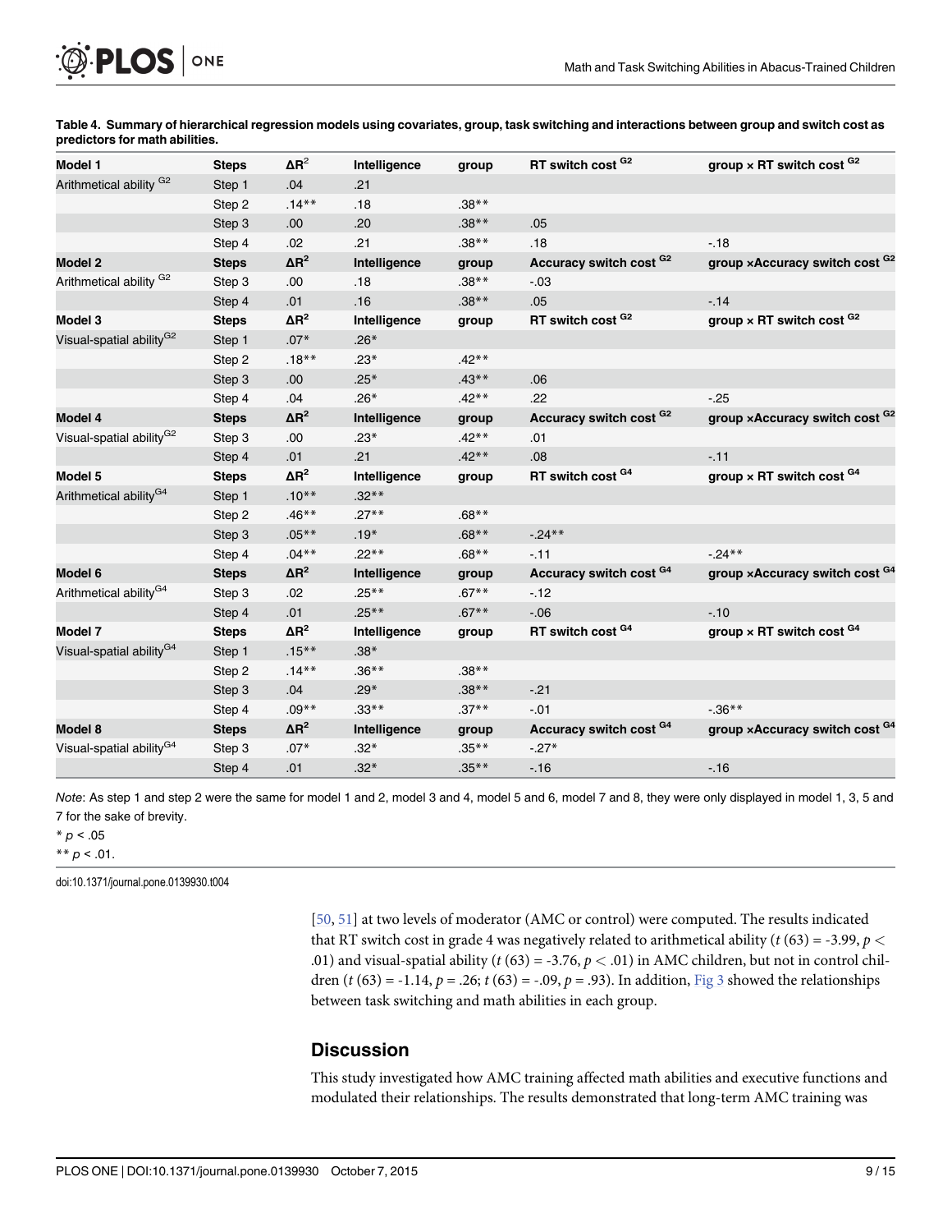**Table 4. Summary of hierarchical regression models using covariates, group, task switching and interactions between group and switch cost as predictors for math abilities.**

| Model 1 | Steps | $\Delta R^2$ | Intelligence | group | RT switch cost [G2] | group × RT switch cost [G2] |
|---|---|---|---|---|---|---|
| Arithmetical ability [G2] | Step 1 | .04 | .21 | | | |
| | Step 2 | .14** | .18 | .38** | | |
| | Step 3 | .00 | .20 | .38** | .05 | |
| | Step 4 | .02 | .21 | .38** | .18 | -.18 |
| **Model 2** | **Steps** | $\Delta R^2$ | **Intelligence** | **group** | **Accuracy switch cost [G2]** | **group ×Accuracy switch cost [G2]** |
| Arithmetical ability [G2] | Step 3 | .00 | .18 | .38** | -.03 | |
| | Step 4 | .01 | .16 | .38** | .05 | -.14 |
| **Model 3** | **Steps** | $\Delta R^2$ | **Intelligence** | **group** | **RT switch cost [G2]** | **group × RT switch cost [G2]** |
| Visual-spatial ability [G2] | Step 1 | .07* | .26* | | | |
| | Step 2 | .18** | .23* | .42** | | |
| | Step 3 | .00 | .25* | .43** | .06 | |
| | Step 4 | .04 | .26* | .42** | .22 | -.25 |
| **Model 4** | **Steps** | $\Delta R^2$ | **Intelligence** | **group** | **Accuracy switch cost [G2]** | **group ×Accuracy switch cost [G2]** |
| Visual-spatial ability [G2] | Step 3 | .00 | .23* | .42** | .01 | |
| | Step 4 | .01 | .21 | .42** | .08 | -.11 |
| **Model 5** | **Steps** | $\Delta R^2$ | **Intelligence** | **group** | **RT switch cost [G4]** | **group × RT switch cost [G4]** |
| Arithmetical ability [G4] | Step 1 | .10** | .32** | | | |
| | Step 2 | .46** | .27** | .68** | | |
| | Step 3 | .05** | .19* | .68** | -.24** | |
| | Step 4 | .04** | .22** | .68** | -.11 | -.24** |
| **Model 6** | **Steps** | $\Delta R^2$ | **Intelligence** | **group** | **Accuracy switch cost [G4]** | **group ×Accuracy switch cost [G4]** |
| Arithmetical ability [G4] | Step 3 | .02 | .25** | .67** | -.12 | |
| | Step 4 | .01 | .25** | .67** | -.06 | -.10 |
| **Model 7** | **Steps** | $\Delta R^2$ | **Intelligence** | **group** | **RT switch cost [G4]** | **group × RT switch cost [G4]** |
| Visual-spatial ability [G4] | Step 1 | .15** | .38* | | | |
| | Step 2 | .14** | .36** | .38** | | |
| | Step 3 | .04 | .29* | .38** | -.21 | |
| | Step 4 | .09** | .33** | .37** | -.01 | -.36** |
| **Model 8** | **Steps** | $\Delta R^2$ | **Intelligence** | **group** | **Accuracy switch cost [G4]** | **group ×Accuracy switch cost [G4]** |
| Visual-spatial ability [G4] | Step 3 | .07* | .32* | .35** | -.27* | |
| | Step 4 | .01 | .32* | .35** | -.16 | -.16 |

*Note*: As step 1 and step 2 were the same for model 1 and 2, model 3 and 4, model 5 and 6, model 7 and 8, they were only displayed in model 1, 3, 5 and 7 for the sake of brevity.

\* $p < .05$

\*\* $p < .01$.

doi:10.1371/journal.pone.0139930.t004

[50, 51] at two levels of moderator (AMC or control) were computed. The results indicated that RT switch cost in grade 4 was negatively related to arithmetical ability ($t$ (63) = -3.99, $p <$ .01) and visual-spatial ability ($t$ (63) = -3.76, $p < .01$) in AMC children, but not in control children ($t$ (63) = -1.14, $p$ = .26; $t$ (63) = -.09, $p$ = .93). In addition, Fig 3 showed the relationships between task switching and math abilities in each group.

## Discussion

This study investigated how AMC training affected math abilities and executive functions and modulated their relationships. The results demonstrated that long-term AMC training was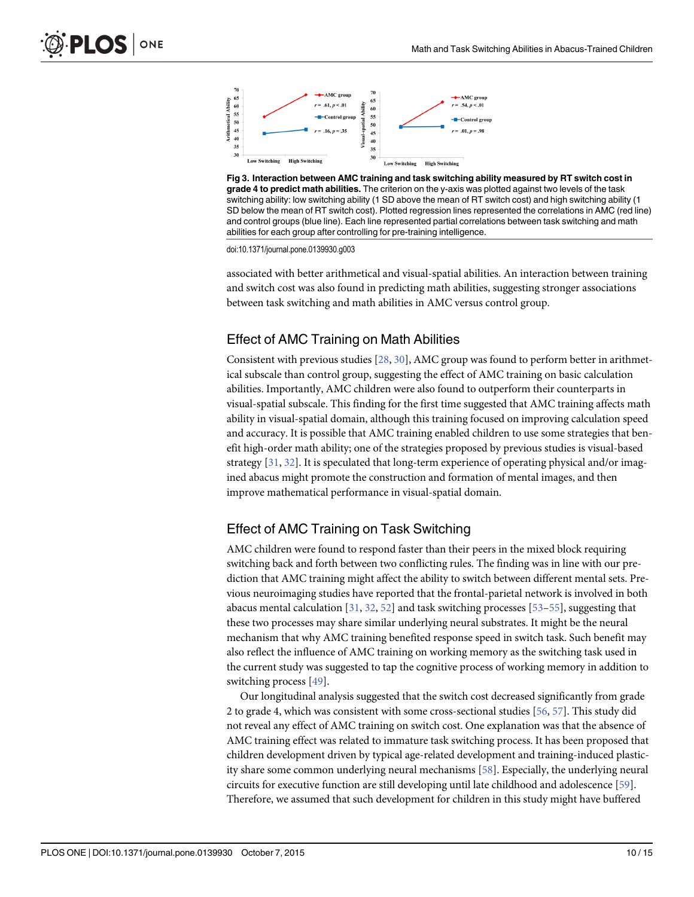Fig 3. Interaction between AMC training and task switching ability measured by RT switch cost in grade 4 to predict math abilities. The criterion on the y-axis was plotted against two levels of the task switching ability: low switching ability (1 SD above the mean of RT switch cost) and high switching ability (1 SD below the mean of RT switch cost). Plotted regression lines represented the correlations in AMC (red line) and control groups (blue line). Each line represented partial correlations between task switching and math abilities for each group after controlling for pre-training intelligence.

doi:10.1371/journal.pone.0139930.g003

associated with better arithmetical and visual-spatial abilities. An interaction between training and switch cost was also found in predicting math abilities, suggesting stronger associations between task switching and math abilities in AMC versus control group.

## Effect of AMC Training on Math Abilities

Consistent with previous studies [28, 30], AMC group was found to perform better in arithmetical subscale than control group, suggesting the effect of AMC training on basic calculation abilities. Importantly, AMC children were also found to outperform their counterparts in visual-spatial subscale. This finding for the first time suggested that AMC training affects math ability in visual-spatial domain, although this training focused on improving calculation speed and accuracy. It is possible that AMC training enabled children to use some strategies that benefit high-order math ability; one of the strategies proposed by previous studies is visual-based strategy [31, 32]. It is speculated that long-term experience of operating physical and/or imagined abacus might promote the construction and formation of mental images, and then improve mathematical performance in visual-spatial domain.

## Effect of AMC Training on Task Switching

AMC children were found to respond faster than their peers in the mixed block requiring switching back and forth between two conflicting rules. The finding was in line with our prediction that AMC training might affect the ability to switch between different mental sets. Previous neuroimaging studies have reported that the frontal-parietal network is involved in both abacus mental calculation [31, 32, 52] and task switching processes [53–55], suggesting that these two processes may share similar underlying neural substrates. It might be the neural mechanism that why AMC training benefited response speed in switch task. Such benefit may also reflect the influence of AMC training on working memory as the switching task used in the current study was suggested to tap the cognitive process of working memory in addition to switching process [49].

Our longitudinal analysis suggested that the switch cost decreased significantly from grade 2 to grade 4, which was consistent with some cross-sectional studies [56, 57]. This study did not reveal any effect of AMC training on switch cost. One explanation was that the absence of AMC training effect was related to immature task switching process. It has been proposed that children development driven by typical age-related development and training-induced plasticity share some common underlying neural mechanisms [58]. Especially, the underlying neural circuits for executive function are still developing until late childhood and adolescence [59]. Therefore, we assumed that such development for children in this study might have buffered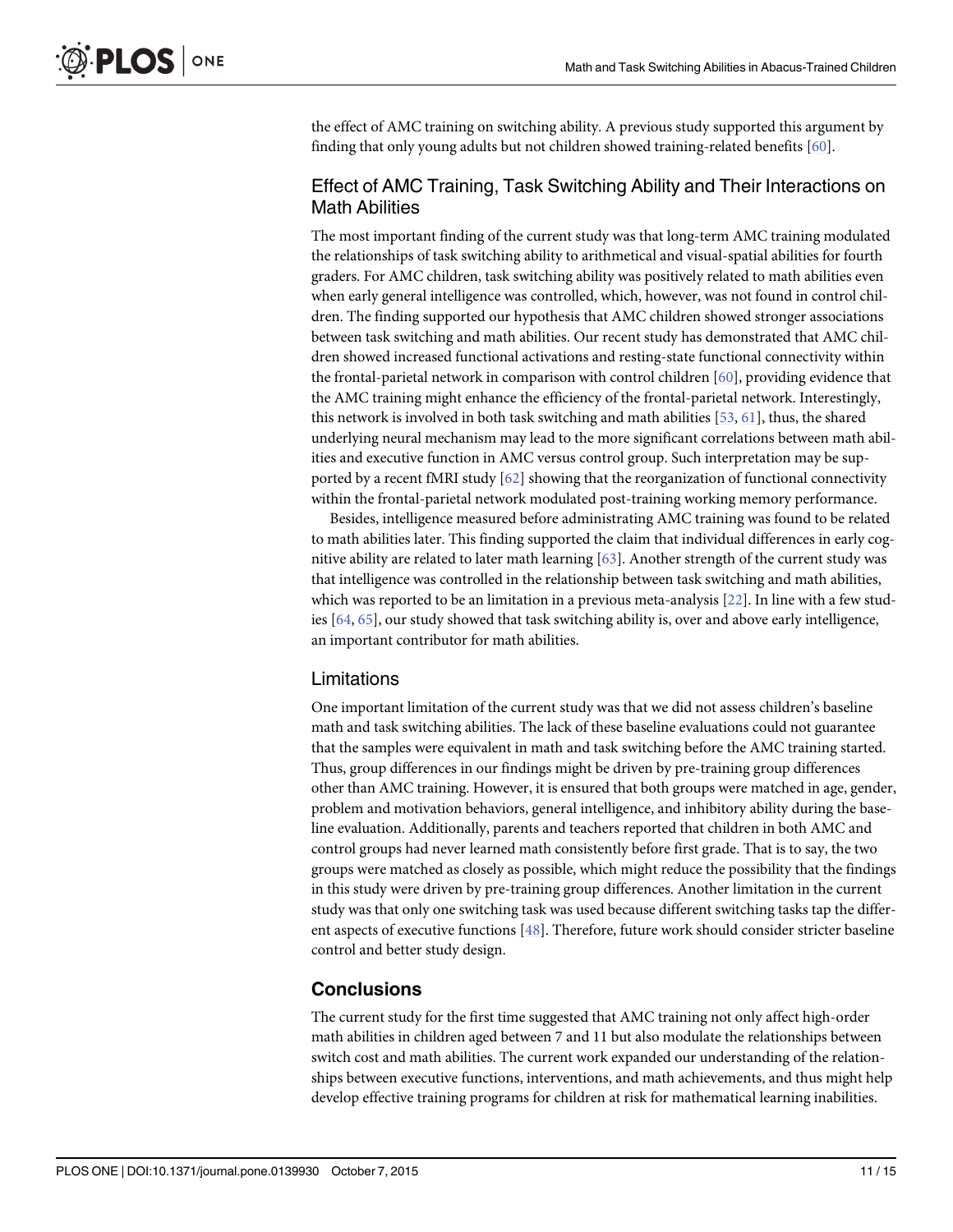the effect of AMC training on switching ability. A previous study supported this argument by finding that only young adults but not children showed training-related benefits [60].

### Effect of AMC Training, Task Switching Ability and Their Interactions on Math Abilities

The most important finding of the current study was that long-term AMC training modulated the relationships of task switching ability to arithmetical and visual-spatial abilities for fourth graders. For AMC children, task switching ability was positively related to math abilities even when early general intelligence was controlled, which, however, was not found in control children. The finding supported our hypothesis that AMC children showed stronger associations between task switching and math abilities. Our recent study has demonstrated that AMC children showed increased functional activations and resting-state functional connectivity within the frontal-parietal network in comparison with control children [60], providing evidence that the AMC training might enhance the efficiency of the frontal-parietal network. Interestingly, this network is involved in both task switching and math abilities [53, 61], thus, the shared underlying neural mechanism may lead to the more significant correlations between math abilities and executive function in AMC versus control group. Such interpretation may be supported by a recent fMRI study [62] showing that the reorganization of functional connectivity within the frontal-parietal network modulated post-training working memory performance.

Besides, intelligence measured before administrating AMC training was found to be related to math abilities later. This finding supported the claim that individual differences in early cognitive ability are related to later math learning [63]. Another strength of the current study was that intelligence was controlled in the relationship between task switching and math abilities, which was reported to be an limitation in a previous meta-analysis [22]. In line with a few studies [64, 65], our study showed that task switching ability is, over and above early intelligence, an important contributor for math abilities.

### Limitations

One important limitation of the current study was that we did not assess children's baseline math and task switching abilities. The lack of these baseline evaluations could not guarantee that the samples were equivalent in math and task switching before the AMC training started. Thus, group differences in our findings might be driven by pre-training group differences other than AMC training. However, it is ensured that both groups were matched in age, gender, problem and motivation behaviors, general intelligence, and inhibitory ability during the baseline evaluation. Additionally, parents and teachers reported that children in both AMC and control groups had never learned math consistently before first grade. That is to say, the two groups were matched as closely as possible, which might reduce the possibility that the findings in this study were driven by pre-training group differences. Another limitation in the current study was that only one switching task was used because different switching tasks tap the different aspects of executive functions [48]. Therefore, future work should consider stricter baseline control and better study design.

## Conclusions

The current study for the first time suggested that AMC training not only affect high-order math abilities in children aged between 7 and 11 but also modulate the relationships between switch cost and math abilities. The current work expanded our understanding of the relationships between executive functions, interventions, and math achievements, and thus might help develop effective training programs for children at risk for mathematical learning inabilities.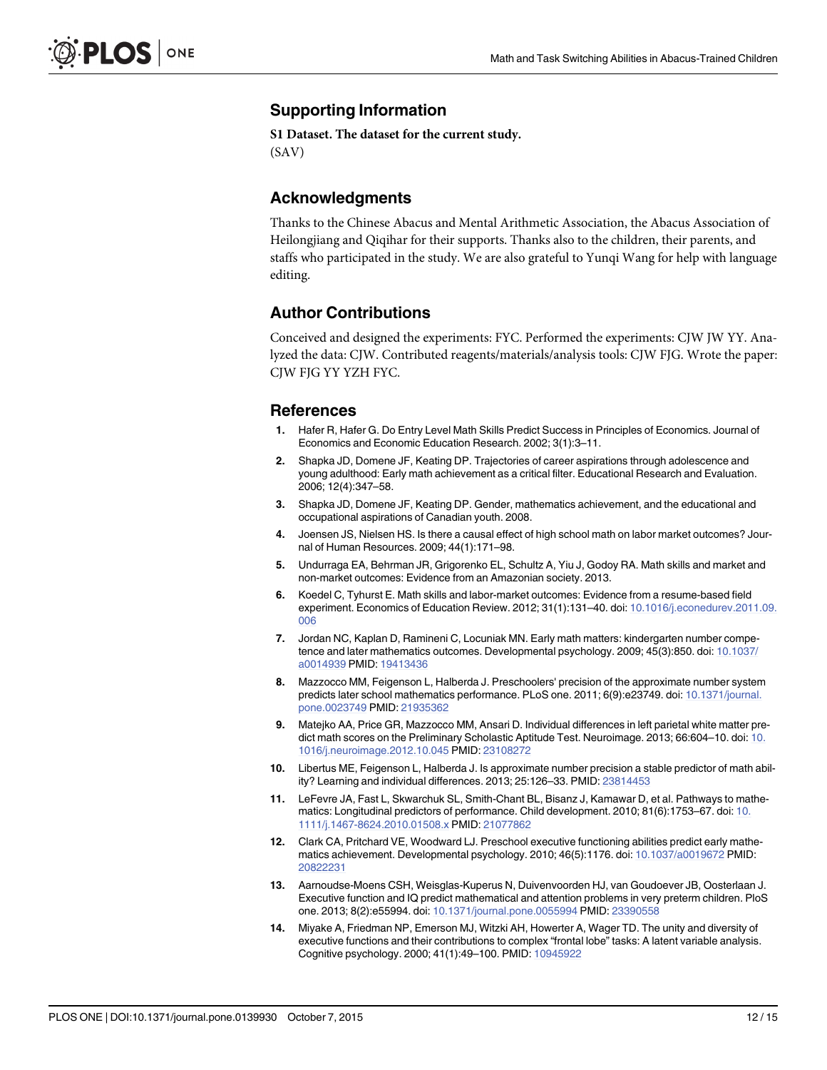## Supporting Information

**S1 Dataset. The dataset for the current study.**
(SAV)

## Acknowledgments

Thanks to the Chinese Abacus and Mental Arithmetic Association, the Abacus Association of Heilongjiang and Qiqihar for their supports. Thanks also to the children, their parents, and staffs who participated in the study. We are also grateful to Yunqi Wang for help with language editing.

## Author Contributions

Conceived and designed the experiments: FYC. Performed the experiments: CJW JW YY. Analyzed the data: CJW. Contributed reagents/materials/analysis tools: CJW FJG. Wrote the paper: CJW FJG YY YZH FYC.

## References

1. Hafer R, Hafer G. Do Entry Level Math Skills Predict Success in Principles of Economics. Journal of Economics and Economic Education Research. 2002; 3(1):3–11.
2. Shapka JD, Domene JF, Keating DP. Trajectories of career aspirations through adolescence and young adulthood: Early math achievement as a critical filter. Educational Research and Evaluation. 2006; 12(4):347–58.
3. Shapka JD, Domene JF, Keating DP. Gender, mathematics achievement, and the educational and occupational aspirations of Canadian youth. 2008.
4. Joensen JS, Nielsen HS. Is there a causal effect of high school math on labor market outcomes? Journal of Human Resources. 2009; 44(1):171–98.
5. Undurraga EA, Behrman JR, Grigorenko EL, Schultz A, Yiu J, Godoy RA. Math skills and market and non-market outcomes: Evidence from an Amazonian society. 2013.
6. Koedel C, Tyhurst E. Math skills and labor-market outcomes: Evidence from a resume-based field experiment. Economics of Education Review. 2012; 31(1):131–40. doi: 10.1016/j.econedurev.2011.09.006
7. Jordan NC, Kaplan D, Ramineni C, Locuniak MN. Early math matters: kindergarten number competence and later mathematics outcomes. Developmental psychology. 2009; 45(3):850. doi: 10.1037/a0014939 PMID: 19413436
8. Mazzocco MM, Feigenson L, Halberda J. Preschoolers' precision of the approximate number system predicts later school mathematics performance. PLoS one. 2011; 6(9):e23749. doi: 10.1371/journal.pone.0023749 PMID: 21935362
9. Matejko AA, Price GR, Mazzocco MM, Ansari D. Individual differences in left parietal white matter predict math scores on the Preliminary Scholastic Aptitude Test. Neuroimage. 2013; 66:604–10. doi: 10.1016/j.neuroimage.2012.10.045 PMID: 23108272
10. Libertus ME, Feigenson L, Halberda J. Is approximate number precision a stable predictor of math ability? Learning and individual differences. 2013; 25:126–33. PMID: 23814453
11. LeFevre JA, Fast L, Skwarchuk SL, Smith-Chant BL, Bisanz J, Kamawar D, et al. Pathways to mathematics: Longitudinal predictors of performance. Child development. 2010; 81(6):1753–67. doi: 10.1111/j.1467-8624.2010.01508.x PMID: 21077862
12. Clark CA, Pritchard VE, Woodward LJ. Preschool executive functioning abilities predict early mathematics achievement. Developmental psychology. 2010; 46(5):1176. doi: 10.1037/a0019672 PMID: 20822231
13. Aarnoudse-Moens CSH, Weisglas-Kuperus N, Duivenvoorden HJ, van Goudoever JB, Oosterlaan J. Executive function and IQ predict mathematical and attention problems in very preterm children. PloS one. 2013; 8(2):e55994. doi: 10.1371/journal.pone.0055994 PMID: 23390558
14. Miyake A, Friedman NP, Emerson MJ, Witzki AH, Howerter A, Wager TD. The unity and diversity of executive functions and their contributions to complex "frontal lobe" tasks: A latent variable analysis. Cognitive psychology. 2000; 41(1):49–100. PMID: 10945922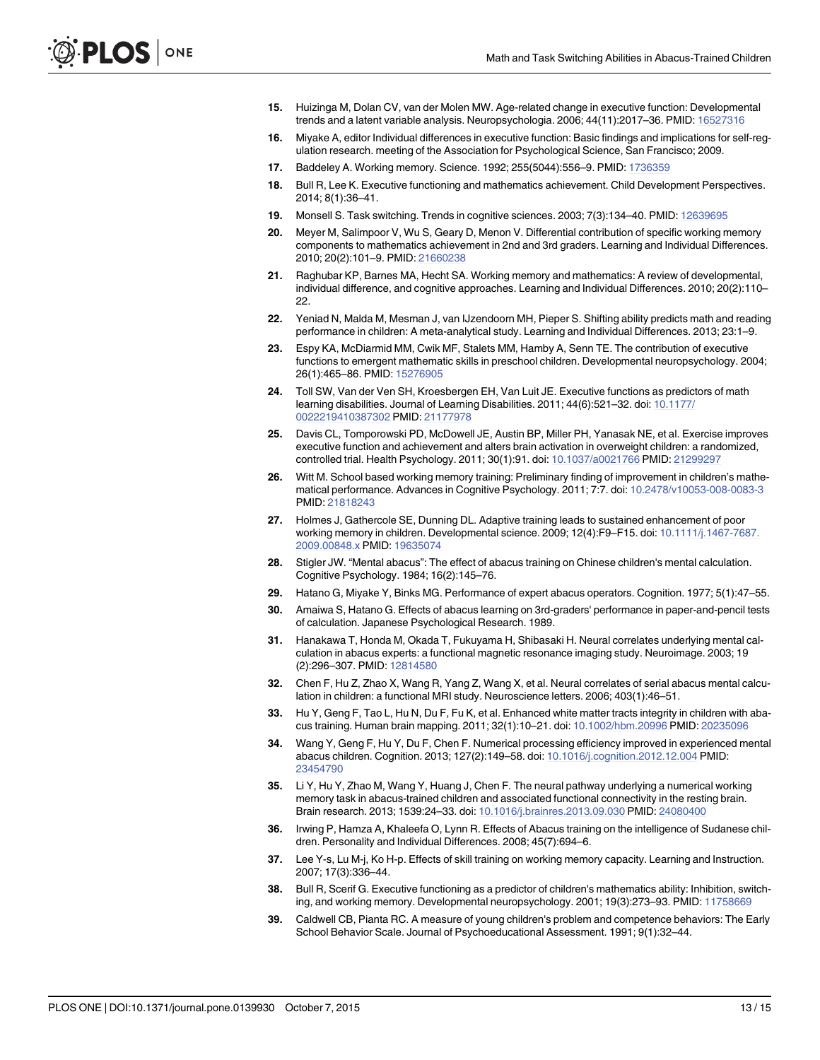15. Huizinga M, Dolan CV, van der Molen MW. Age-related change in executive function: Developmental trends and a latent variable analysis. Neuropsychologia. 2006; 44(11):2017–36. PMID: 16527316
16. Miyake A, editor Individual differences in executive function: Basic findings and implications for self-regulation research. meeting of the Association for Psychological Science, San Francisco; 2009.
17. Baddeley A. Working memory. Science. 1992; 255(5044):556–9. PMID: 1736359
18. Bull R, Lee K. Executive functioning and mathematics achievement. Child Development Perspectives. 2014; 8(1):36–41.
19. Monsell S. Task switching. Trends in cognitive sciences. 2003; 7(3):134–40. PMID: 12639695
20. Meyer M, Salimpoor V, Wu S, Geary D, Menon V. Differential contribution of specific working memory components to mathematics achievement in 2nd and 3rd graders. Learning and Individual Differences. 2010; 20(2):101–9. PMID: 21660238
21. Raghubar KP, Barnes MA, Hecht SA. Working memory and mathematics: A review of developmental, individual difference, and cognitive approaches. Learning and Individual Differences. 2010; 20(2):110–22.
22. Yeniad N, Malda M, Mesman J, van IJzendoorn MH, Pieper S. Shifting ability predicts math and reading performance in children: A meta-analytical study. Learning and Individual Differences. 2013; 23:1–9.
23. Espy KA, McDiarmid MM, Cwik MF, Stalets MM, Hamby A, Senn TE. The contribution of executive functions to emergent mathematic skills in preschool children. Developmental neuropsychology. 2004; 26(1):465–86. PMID: 15276905
24. Toll SW, Van der Ven SH, Kroesbergen EH, Van Luit JE. Executive functions as predictors of math learning disabilities. Journal of Learning Disabilities. 2011; 44(6):521–32. doi: 10.1177/0022219410387302 PMID: 21177978
25. Davis CL, Tomporowski PD, McDowell JE, Austin BP, Miller PH, Yanasak NE, et al. Exercise improves executive function and achievement and alters brain activation in overweight children: a randomized, controlled trial. Health Psychology. 2011; 30(1):91. doi: 10.1037/a0021766 PMID: 21299297
26. Witt M. School based working memory training: Preliminary finding of improvement in children's mathematical performance. Advances in Cognitive Psychology. 2011; 7:7. doi: 10.2478/v10053-008-0083-3 PMID: 21818243
27. Holmes J, Gathercole SE, Dunning DL. Adaptive training leads to sustained enhancement of poor working memory in children. Developmental science. 2009; 12(4):F9–F15. doi: 10.1111/j.1467-7687.2009.00848.x PMID: 19635074
28. Stigler JW. "Mental abacus": The effect of abacus training on Chinese children's mental calculation. Cognitive Psychology. 1984; 16(2):145–76.
29. Hatano G, Miyake Y, Binks MG. Performance of expert abacus operators. Cognition. 1977; 5(1):47–55.
30. Amaiwa S, Hatano G. Effects of abacus learning on 3rd-graders' performance in paper-and-pencil tests of calculation. Japanese Psychological Research. 1989.
31. Hanakawa T, Honda M, Okada T, Fukuyama H, Shibasaki H. Neural correlates underlying mental calculation in abacus experts: a functional magnetic resonance imaging study. Neuroimage. 2003; 19(2):296–307. PMID: 12814580
32. Chen F, Hu Z, Zhao X, Wang R, Yang Z, Wang X, et al. Neural correlates of serial abacus mental calculation in children: a functional MRI study. Neuroscience letters. 2006; 403(1):46–51.
33. Hu Y, Geng F, Tao L, Hu N, Du F, Fu K, et al. Enhanced white matter tracts integrity in children with abacus training. Human brain mapping. 2011; 32(1):10–21. doi: 10.1002/hbm.20996 PMID: 20235096
34. Wang Y, Geng F, Hu Y, Du F, Chen F. Numerical processing efficiency improved in experienced mental abacus children. Cognition. 2013; 127(2):149–58. doi: 10.1016/j.cognition.2012.12.004 PMID: 23454790
35. Li Y, Hu Y, Zhao M, Wang Y, Huang J, Chen F. The neural pathway underlying a numerical working memory task in abacus-trained children and associated functional connectivity in the resting brain. Brain research. 2013; 1539:24–33. doi: 10.1016/j.brainres.2013.09.030 PMID: 24080400
36. Irwing P, Hamza A, Khaleefa O, Lynn R. Effects of Abacus training on the intelligence of Sudanese children. Personality and Individual Differences. 2008; 45(7):694–6.
37. Lee Y-s, Lu M-j, Ko H-p. Effects of skill training on working memory capacity. Learning and Instruction. 2007; 17(3):336–44.
38. Bull R, Scerif G. Executive functioning as a predictor of children's mathematics ability: Inhibition, switching, and working memory. Developmental neuropsychology. 2001; 19(3):273–93. PMID: 11758669
39. Caldwell CB, Pianta RC. A measure of young children's problem and competence behaviors: The Early School Behavior Scale. Journal of Psychoeducational Assessment. 1991; 9(1):32–44.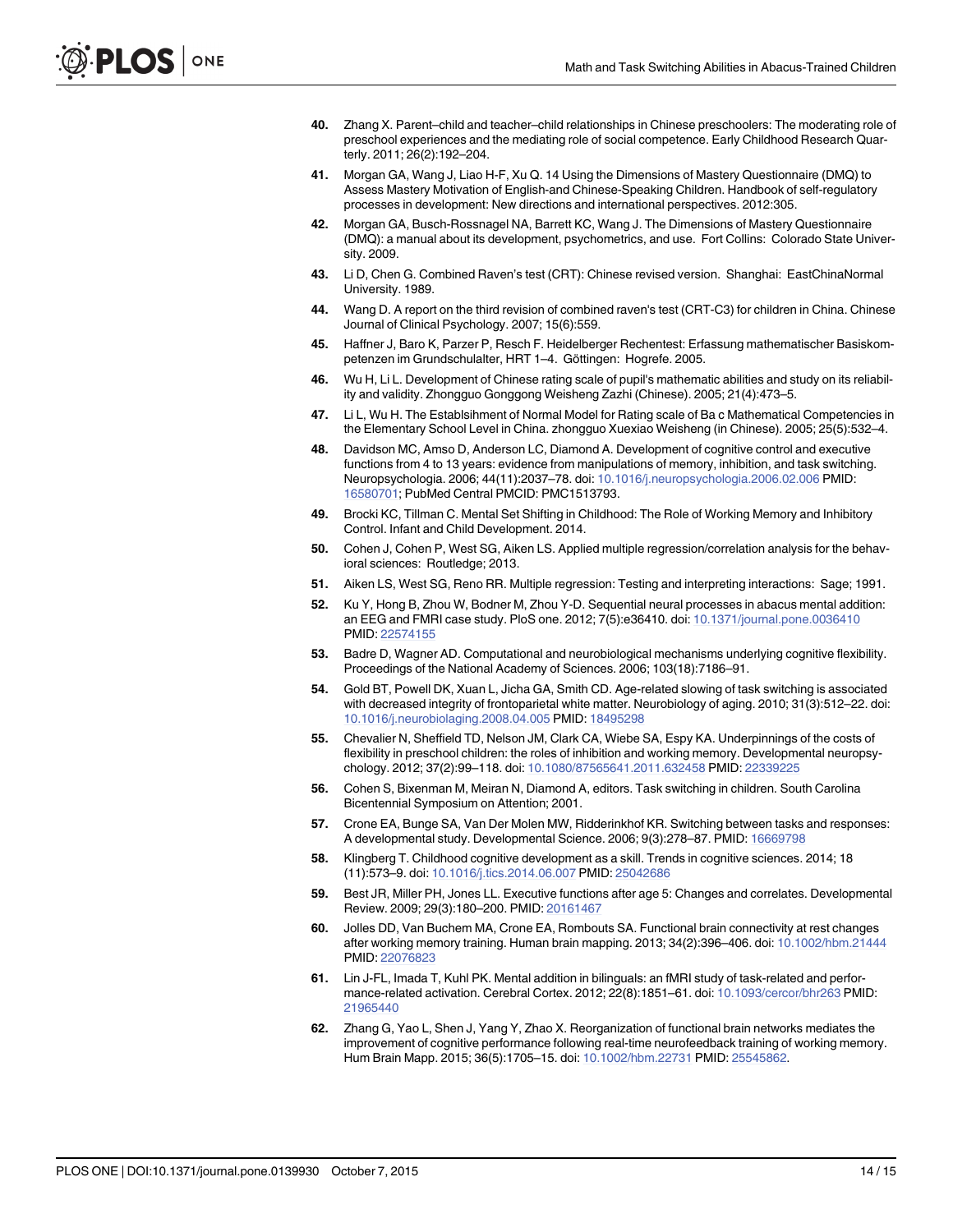40. Zhang X. Parent–child and teacher–child relationships in Chinese preschoolers: The moderating role of preschool experiences and the mediating role of social competence. Early Childhood Research Quarterly. 2011; 26(2):192–204.
41. Morgan GA, Wang J, Liao H-F, Xu Q. 14 Using the Dimensions of Mastery Questionnaire (DMQ) to Assess Mastery Motivation of English-and Chinese-Speaking Children. Handbook of self-regulatory processes in development: New directions and international perspectives. 2012:305.
42. Morgan GA, Busch-Rossnagel NA, Barrett KC, Wang J. The Dimensions of Mastery Questionnaire (DMQ): a manual about its development, psychometrics, and use. Fort Collins: Colorado State University. 2009.
43. Li D, Chen G. Combined Raven's test (CRT): Chinese revised version. Shanghai: EastChinaNormal University. 1989.
44. Wang D. A report on the third revision of combined raven's test (CRT-C3) for children in China. Chinese Journal of Clinical Psychology. 2007; 15(6):559.
45. Haffner J, Baro K, Parzer P, Resch F. Heidelberger Rechentest: Erfassung mathematischer Basiskompetenzen im Grundschulalter, HRT 1–4. Göttingen: Hogrefe. 2005.
46. Wu H, Li L. Development of Chinese rating scale of pupil's mathematic abilities and study on its reliability and validity. Zhongguo Gonggong Weisheng Zazhi (Chinese). 2005; 21(4):473–5.
47. Li L, Wu H. The Establsihment of Normal Model for Rating scale of Ba c Mathematical Competencies in the Elementary School Level in China. zhongguo Xuexiao Weisheng (in Chinese). 2005; 25(5):532–4.
48. Davidson MC, Amso D, Anderson LC, Diamond A. Development of cognitive control and executive functions from 4 to 13 years: evidence from manipulations of memory, inhibition, and task switching. Neuropsychologia. 2006; 44(11):2037–78. doi: 10.1016/j.neuropsychologia.2006.02.006 PMID: 16580701; PubMed Central PMCID: PMC1513793.
49. Brocki KC, Tillman C. Mental Set Shifting in Childhood: The Role of Working Memory and Inhibitory Control. Infant and Child Development. 2014.
50. Cohen J, Cohen P, West SG, Aiken LS. Applied multiple regression/correlation analysis for the behavioral sciences: Routledge; 2013.
51. Aiken LS, West SG, Reno RR. Multiple regression: Testing and interpreting interactions: Sage; 1991.
52. Ku Y, Hong B, Zhou W, Bodner M, Zhou Y-D. Sequential neural processes in abacus mental addition: an EEG and FMRI case study. PloS one. 2012; 7(5):e36410. doi: 10.1371/journal.pone.0036410 PMID: 22574155
53. Badre D, Wagner AD. Computational and neurobiological mechanisms underlying cognitive flexibility. Proceedings of the National Academy of Sciences. 2006; 103(18):7186–91.
54. Gold BT, Powell DK, Xuan L, Jicha GA, Smith CD. Age-related slowing of task switching is associated with decreased integrity of frontoparietal white matter. Neurobiology of aging. 2010; 31(3):512–22. doi: 10.1016/j.neurobiolaging.2008.04.005 PMID: 18495298
55. Chevalier N, Sheffield TD, Nelson JM, Clark CA, Wiebe SA, Espy KA. Underpinnings of the costs of flexibility in preschool children: the roles of inhibition and working memory. Developmental neuropsychology. 2012; 37(2):99–118. doi: 10.1080/87565641.2011.632458 PMID: 22339225
56. Cohen S, Bixenman M, Meiran N, Diamond A, editors. Task switching in children. South Carolina Bicentennial Symposium on Attention; 2001.
57. Crone EA, Bunge SA, Van Der Molen MW, Ridderinkhof KR. Switching between tasks and responses: A developmental study. Developmental Science. 2006; 9(3):278–87. PMID: 16669798
58. Klingberg T. Childhood cognitive development as a skill. Trends in cognitive sciences. 2014; 18 (11):573–9. doi: 10.1016/j.tics.2014.06.007 PMID: 25042686
59. Best JR, Miller PH, Jones LL. Executive functions after age 5: Changes and correlates. Developmental Review. 2009; 29(3):180–200. PMID: 20161467
60. Jolles DD, Van Buchem MA, Crone EA, Rombouts SA. Functional brain connectivity at rest changes after working memory training. Human brain mapping. 2013; 34(2):396–406. doi: 10.1002/hbm.21444 PMID: 22076823
61. Lin J-FL, Imada T, Kuhl PK. Mental addition in bilinguals: an fMRI study of task-related and performance-related activation. Cerebral Cortex. 2012; 22(8):1851–61. doi: 10.1093/cercor/bhr263 PMID: 21965440
62. Zhang G, Yao L, Shen J, Yang Y, Zhao X. Reorganization of functional brain networks mediates the improvement of cognitive performance following real-time neurofeedback training of working memory. Hum Brain Mapp. 2015; 36(5):1705–15. doi: 10.1002/hbm.22731 PMID: 25545862.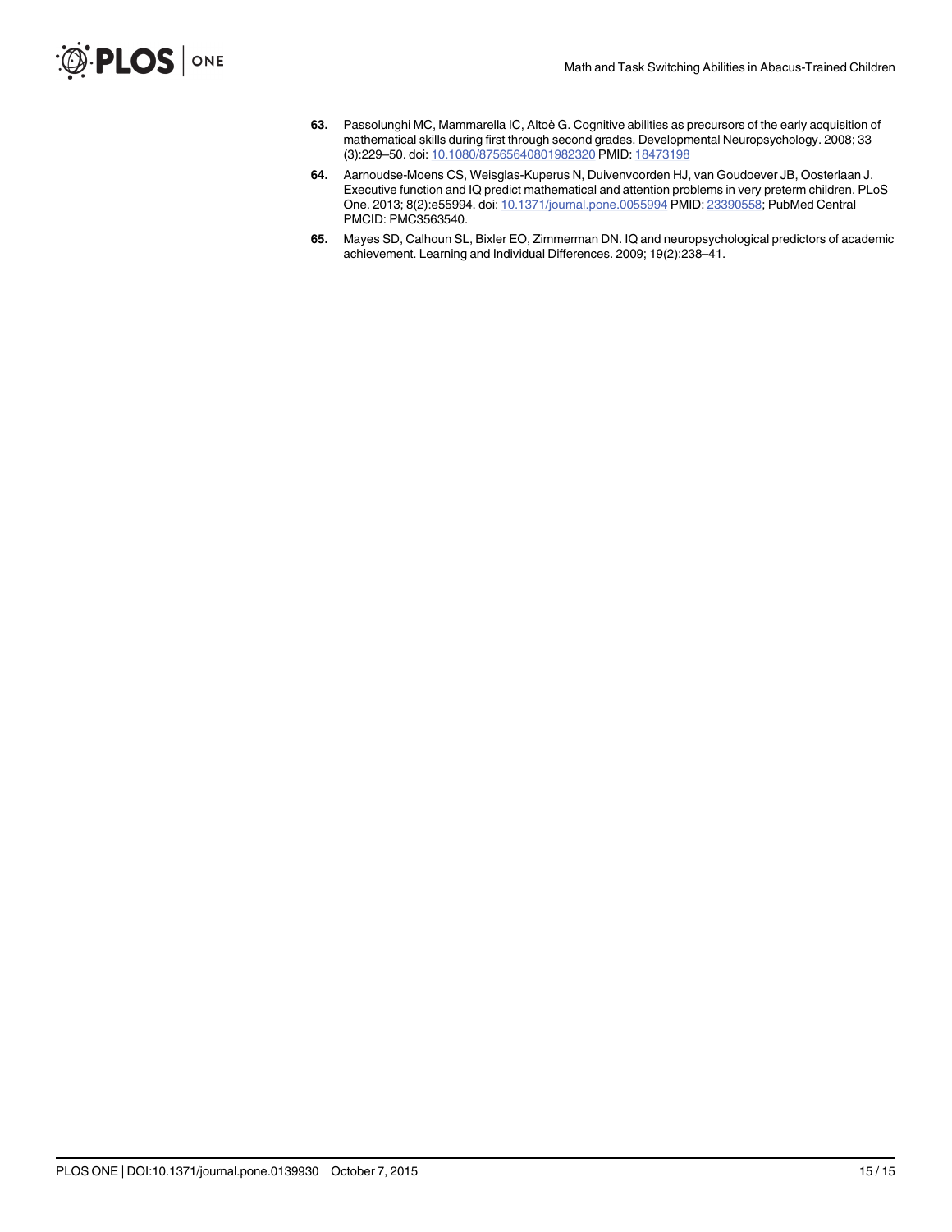63. Passolunghi MC, Mammarella IC, Altoè G. Cognitive abilities as precursors of the early acquisition of mathematical skills during first through second grades. Developmental Neuropsychology. 2008; 33 (3):229–50. doi: 10.1080/87565640801982320 PMID: 18473198

64. Aarnoudse-Moens CS, Weisglas-Kuperus N, Duivenvoorden HJ, van Goudoever JB, Oosterlaan J. Executive function and IQ predict mathematical and attention problems in very preterm children. PLoS One. 2013; 8(2):e55994. doi: 10.1371/journal.pone.0055994 PMID: 23390558; PubMed Central PMCID: PMC3563540.

65. Mayes SD, Calhoun SL, Bixler EO, Zimmerman DN. IQ and neuropsychological predictors of academic achievement. Learning and Individual Differences. 2009; 19(2):238–41.